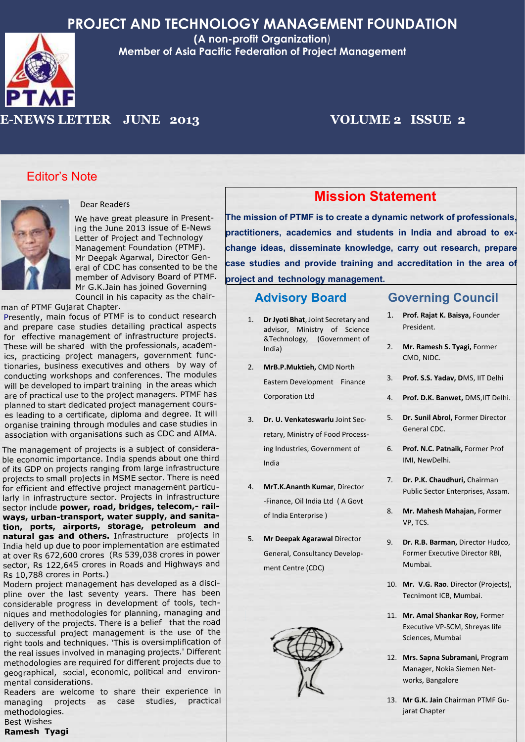# PROJECT AND TECHNOLOGY MANAGEMENT FOUNDATION

**(A non-profit Organization)**

**Member of Asia Pacific Federation of Project Management**

**E-NEWS LETTER JUNE 2013** **VOLUME 2 ISSUE 2**

## Editor's Note

Dear Readers

We have great pleasure in Presenting the June 2013 issue of E-News Letter of Project and Technology Management Foundation (PTMF). Mr Deepak Agarwal, Director General of CDC has consented to be the member of Advisory Board of PTMF. Mr G.K.Jain has joined Governing Council in his capacity as the chairman of PTMF Gujarat Chapter.

Presently, main focus of PTMF is to conduct research and prepare case studies detailing practical aspects for effective management of infrastructure projects. These will be shared with the professionals, academics, practicing project managers, government functionaries, business executives and others by way of conducting workshops and conferences. The modules will be developed to impart training in the areas which are of practical use to the project managers. PTMF has planned to start dedicated project management courses leading to a certificate, diploma and degree. It will organise training through modules and case studies in association with organisations such as CDC and AIMA.

The management of projects is a subject of considerable economic importance. India spends about one third of its GDP on projects ranging from large infrastructure projects to small projects in MSME sector. There is need for efficient and effective project management particularly in infrastructure sector. Projects in infrastructure sector include **power, road, bridges, telecom,- railways, urban-transport, water supply, and sanitation, ports, airports, storage, petroleum and natural gas and others.** Infrastructure projects in India held up due to poor implementation are estimated at over Rs 672,600 crores (Rs 539,038 crores in power sector, Rs 122,645 crores in Roads and Highways and Rs 10,788 crores in Ports.)

Modern project management has developed as a discipline over the last seventy years. There has been considerable progress in development of tools, techniques and methodologies for planning, managing and delivery of the projects. There is a belief that the road to successful project management is the use of the right tools and techniques. 'This is oversimplification of the real issues involved in managing projects.' Different methodologies are required for different projects due to geographical, social, economic, political and environmental considerations.

Readers are welcome to share their experience in managing projects as case studies, practical methodologies.

Best Wishes

**Ramesh Tyagi**

## Mission Statement

**The mission of PTMF is to create a dynamic network of professionals, practitioners, academics and students in India and abroad to exchange ideas, disseminate knowledge, carry out research, prepare case studies and provide training and accreditation in the area of project and technology management.**

## Advisory Board

1. **Dr Jyoti Bhat**, Joint Secretary and advisor, Ministry of Science &Technology, (Government of India)
2. **MrB.P.Muktieh,** CMD North Eastern Development Finance Corporation Ltd
3. **Dr. U. Venkateswarlu** Joint Secretary, Ministry of Food Processing Industries, Government of India
4. **MrT.K.Ananth Kumar**, Director -Finance, Oil India Ltd ( A Govt of India Enterprise )
5. **Mr Deepak Agarawal** Director General, Consultancy Development Centre (CDC)

## Governing Council

1. **Prof. Rajat K. Baisya,** Founder President.
2. **Mr. Ramesh S. Tyagi,** Former CMD, NIDC.
3. **Prof. S.S. Yadav, D**MS, IIT Delhi
4. **Prof. D.K. Banwet,** DMS,IIT Delhi.
5. **Dr. Sunil Abrol,** Former Director General CDC.
6. **Prof. N.C. Patnaik,** Former Prof IMI, NewDelhi.
7. **Dr. P.K. Chaudhuri,** Chairman Public Sector Enterprises, Assam.
8. **Mr. Mahesh Mahajan,** Former VP, TCS.
9. **Dr. R.B. Barman,** Director Hudco, Former Executive Director RBI, Mumbai.
10. **Mr. V.G. Rao**. Director (Projects), Tecnimont ICB, Mumbai.
11. **Mr. Amal Shankar Roy,** Former Executive VP-SCM, Shreyas life Sciences, Mumbai
12. **Mrs. Sapna Subramani,** Program Manager, Nokia Siemen Networks, Bangalore
13. **Mr G.K. Jain** Chairman PTMF Gujarat Chapter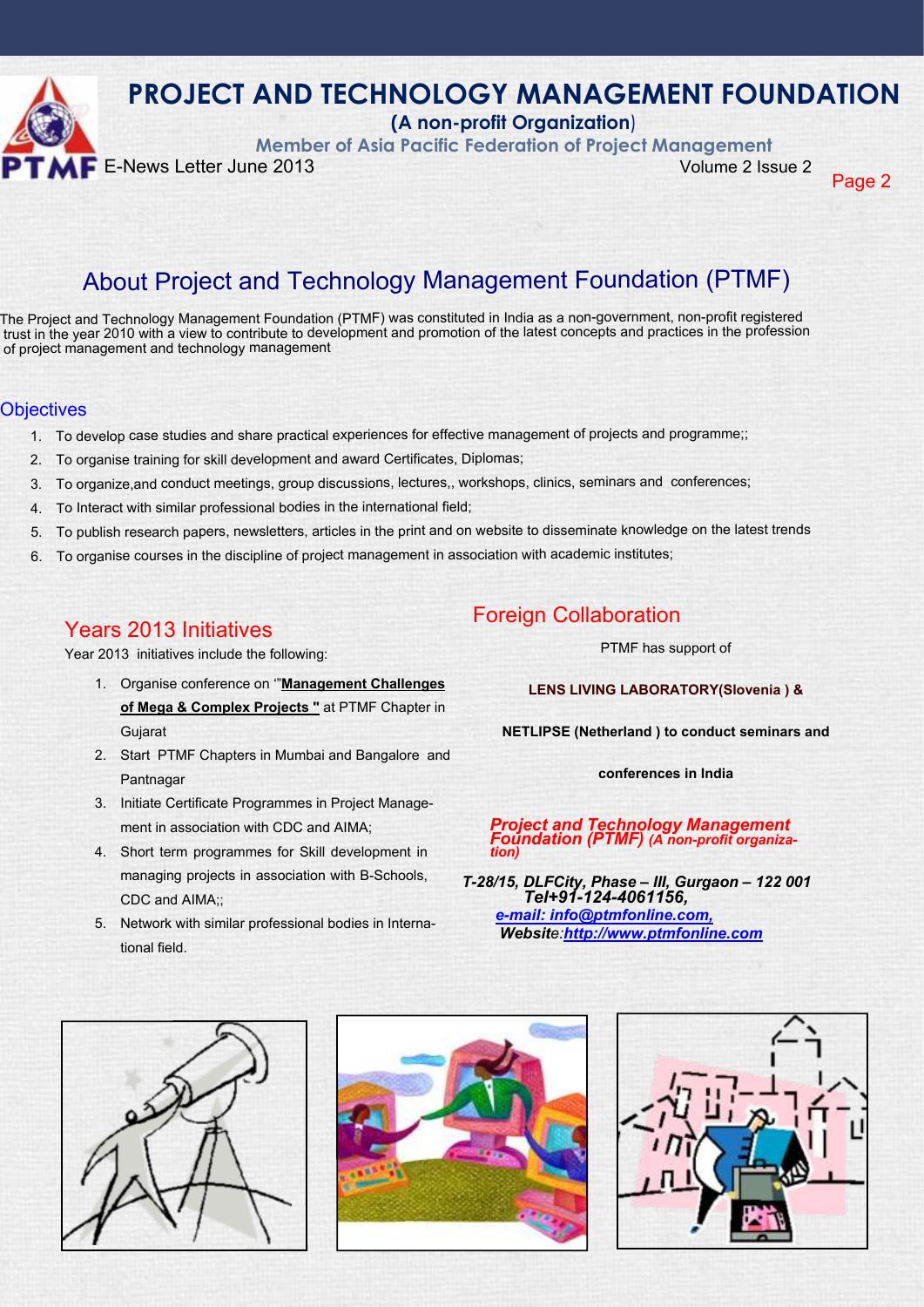# PROJECT AND TECHNOLOGY MANAGEMENT FOUNDATION

**(A non-profit Organization)**

**Member of Asia Pacific Federation of Project Management**

E-News Letter June 2013

## About Project and Technology Management Foundation (PTMF)

The Project and Technology Management Foundation (PTMF) was constituted in India as a non-government, non-profit registered trust in the year 2010 with a view to contribute to development and promotion of the latest concepts and practices in the profession of project management and technology management

### Objectives

1. To develop case studies and share practical experiences for effective management of projects and programme;;
2. To organise training for skill development and award Certificates, Diplomas;
3. To organize,and conduct meetings, group discussions, lectures,, workshops, clinics, seminars and conferences;
4. To Interact with similar professional bodies in the international field;
5. To publish research papers, newsletters, articles in the print and on website to disseminate knowledge on the latest trends
6. To organise courses in the discipline of project management in association with academic institutes;

### Years 2013 Initiatives

Year 2013 initiatives include the following:

1. Organise conference on '"**Management Challenges of Mega & Complex Projects "** at PTMF Chapter in Gujarat
2. Start PTMF Chapters in Mumbai and Bangalore and Pantnagar
3. Initiate Certificate Programmes in Project Management in association with CDC and AIMA;
4. Short term programmes for Skill development in managing projects in association with B-Schools, CDC and AIMA;;
5. Network with similar professional bodies in International field.

### Foreign Collaboration

PTMF has support of

**LENS LIVING LABORATORY(Slovenia ) &**

**NETLIPSE (Netherland ) to conduct seminars and conferences in India**

***Project and Technology Management Foundation (PTMF)** (A non-profit organization)*

***T-28/15, DLFCity, Phase – III, Gurgaon – 122 001***
***Tel+91-124-4061156,***
***e-mail: info@ptmfonline.com,***
***Website:http://www.ptmfonline.com***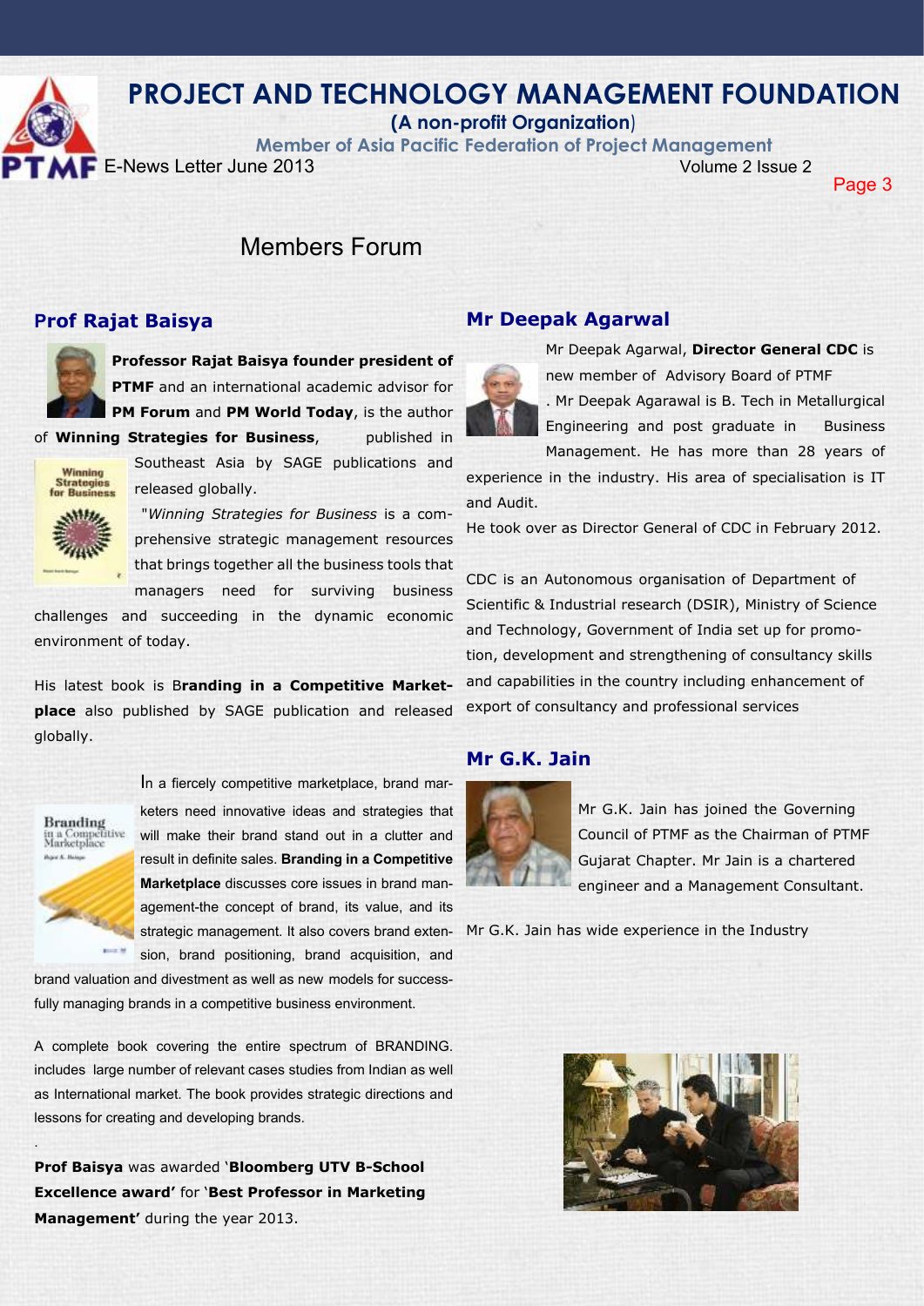# Members Forum

## Prof Rajat Baisya

**Professor Rajat Baisya founder president of PTMF** and an international academic advisor for **PM Forum** and **PM World Today**, is the author of **Winning Strategies for Business**, published in Southeast Asia by SAGE publications and released globally.

"*Winning Strategies for Business* is a comprehensive strategic management resources that brings together all the business tools that managers need for surviving business challenges and succeeding in the dynamic economic environment of today.

His latest book is B**randing in a Competitive Marketplace** also published by SAGE publication and released globally.

In a fiercely competitive marketplace, brand marketers need innovative ideas and strategies that will make their brand stand out in a clutter and result in definite sales. **Branding in a Competitive Marketplace** discusses core issues in brand management-the concept of brand, its value, and its strategic management. It also covers brand extension, brand positioning, brand acquisition, and brand valuation and divestment as well as new models for successfully managing brands in a competitive business environment.

A complete book covering the entire spectrum of BRANDING. includes large number of relevant cases studies from Indian as well as International market. The book provides strategic directions and lessons for creating and developing brands.

.

**Prof Baisya** was awarded '**Bloomberg UTV B-School Excellence award'** for '**Best Professor in Marketing Management'** during the year 2013.

## Mr Deepak Agarwal

Mr Deepak Agarwal, **Director General CDC** is new member of Advisory Board of PTMF . Mr Deepak Agarawal is B. Tech in Metallurgical Engineering and post graduate in Business Management. He has more than 28 years of experience in the industry. His area of specialisation is IT and Audit.

He took over as Director General of CDC in February 2012.

CDC is an Autonomous organisation of Department of Scientific & Industrial research (DSIR), Ministry of Science and Technology, Government of India set up for promotion, development and strengthening of consultancy skills and capabilities in the country including enhancement of export of consultancy and professional services

## Mr G.K. Jain

Mr G.K. Jain has joined the Governing Council of PTMF as the Chairman of PTMF Gujarat Chapter. Mr Jain is a chartered engineer and a Management Consultant.

Mr G.K. Jain has wide experience in the Industry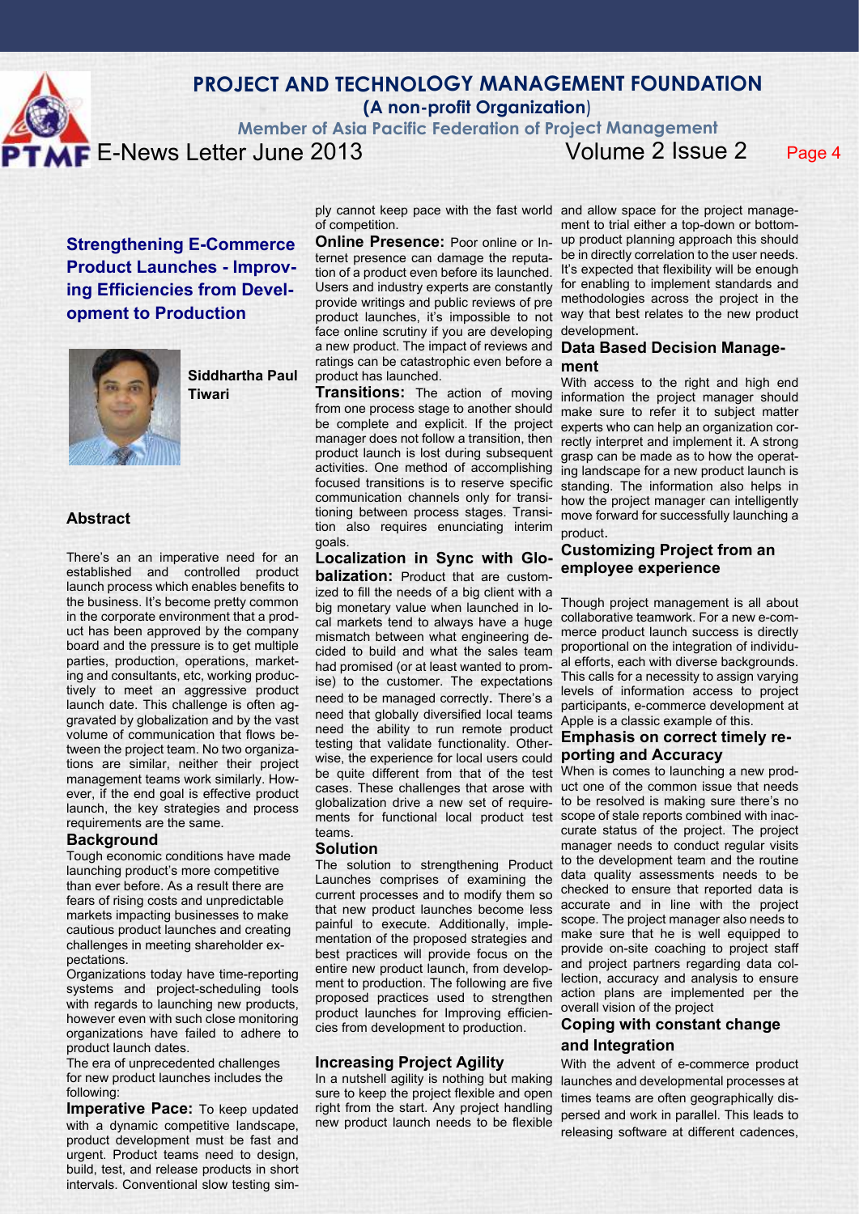## Strengthening E-Commerce Product Launches - Improving Efficiencies from Development to Production

**Siddhartha Paul Tiwari**

### Abstract

There's an an imperative need for an established and controlled product launch process which enables benefits to the business. It's become pretty common in the corporate environment that a product has been approved by the company board and the pressure is to get multiple parties, production, operations, marketing and consultants, etc, working productively to meet an aggressive product launch date. This challenge is often aggravated by globalization and by the vast volume of communication that flows between the project team. No two organizations are similar, neither their project management teams work similarly. However, if the end goal is effective product launch, the key strategies and process requirements are the same.

### Background

Tough economic conditions have made launching product's more competitive than ever before. As a result there are fears of rising costs and unpredictable markets impacting businesses to make cautious product launches and creating challenges in meeting shareholder expectations.

Organizations today have time-reporting systems and project-scheduling tools with regards to launching new products, however even with such close monitoring organizations have failed to adhere to product launch dates.

The era of unprecedented challenges for new product launches includes the following:

**Imperative Pace:** To keep updated with a dynamic competitive landscape, product development must be fast and urgent. Product teams need to design, build, test, and release products in short intervals. Conventional slow testing simply cannot keep pace with the fast world of competition.

**Online Presence:** Poor online or Internet presence can damage the reputation of a product even before its launched. Users and industry experts are constantly provide writings and public reviews of pre product launches, it's impossible to not face online scrutiny if you are developing a new product. The impact of reviews and ratings can be catastrophic even before a product has launched.

**Transitions:** The action of moving from one process stage to another should be complete and explicit. If the project manager does not follow a transition, then product launch is lost during subsequent activities. One method of accomplishing focused transitions is to reserve specific communication channels only for transitioning between process stages. Transition also requires enunciating interim goals.

**Localization in Sync with Globalization:** Product that are customized to fill the needs of a big client with a big monetary value when launched in local markets tend to always have a huge mismatch between what engineering decided to build and what the sales team had promised (or at least wanted to promise) to the customer. The expectations need to be managed correctly. There's a need that globally diversified local teams need the ability to run remote product testing that validate functionality. Otherwise, the experience for local users could be quite different from that of the test cases. These challenges that arose with globalization drive a new set of requirements for functional local product test teams.

### Solution

The solution to strengthening Product Launches comprises of examining the current processes and to modify them so that new product launches become less painful to execute. Additionally, implementation of the proposed strategies and best practices will provide focus on the entire new product launch, from development to production. The following are five proposed practices used to strengthen product launches for Improving efficiencies from development to production.

### Increasing Project Agility

In a nutshell agility is nothing but making sure to keep the project flexible and open right from the start. Any project handling new product launch needs to be flexible and allow space for the project management to trial either a top-down or bottom-up product planning approach this should be in directly correlation to the user needs. It's expected that flexibility will be enough for enabling to implement standards and methodologies across the project in the way that best relates to the new product development.

### Data Based Decision Management

With access to the right and high end information the project manager should make sure to refer it to subject matter experts who can help an organization correctly interpret and implement it. A strong grasp can be made as to how the operating landscape for a new product launch is standing. The information also helps in how the project manager can intelligently move forward for successfully launching a product.

### Customizing Project from an employee experience

Though project management is all about collaborative teamwork. For a new e-commerce product launch success is directly proportional on the integration of individual efforts, each with diverse backgrounds. This calls for a necessity to assign varying levels of information access to project participants, e-commerce development at Apple is a classic example of this.

### Emphasis on correct timely reporting and Accuracy

When is comes to launching a new product one of the common issue that needs to be resolved is making sure there's no scope of stale reports combined with inaccurate status of the project. The project manager needs to conduct regular visits to the development team and the routine data quality assessments needs to be checked to ensure that reported data is accurate and in line with the project scope. The project manager also needs to make sure that he is well equipped to provide on-site coaching to project staff and project partners regarding data collection, accuracy and analysis to ensure action plans are implemented per the overall vision of the project

### Coping with constant change and Integration

With the advent of e-commerce product launches and developmental processes at times teams are often geographically dispersed and work in parallel. This leads to releasing software at different cadences,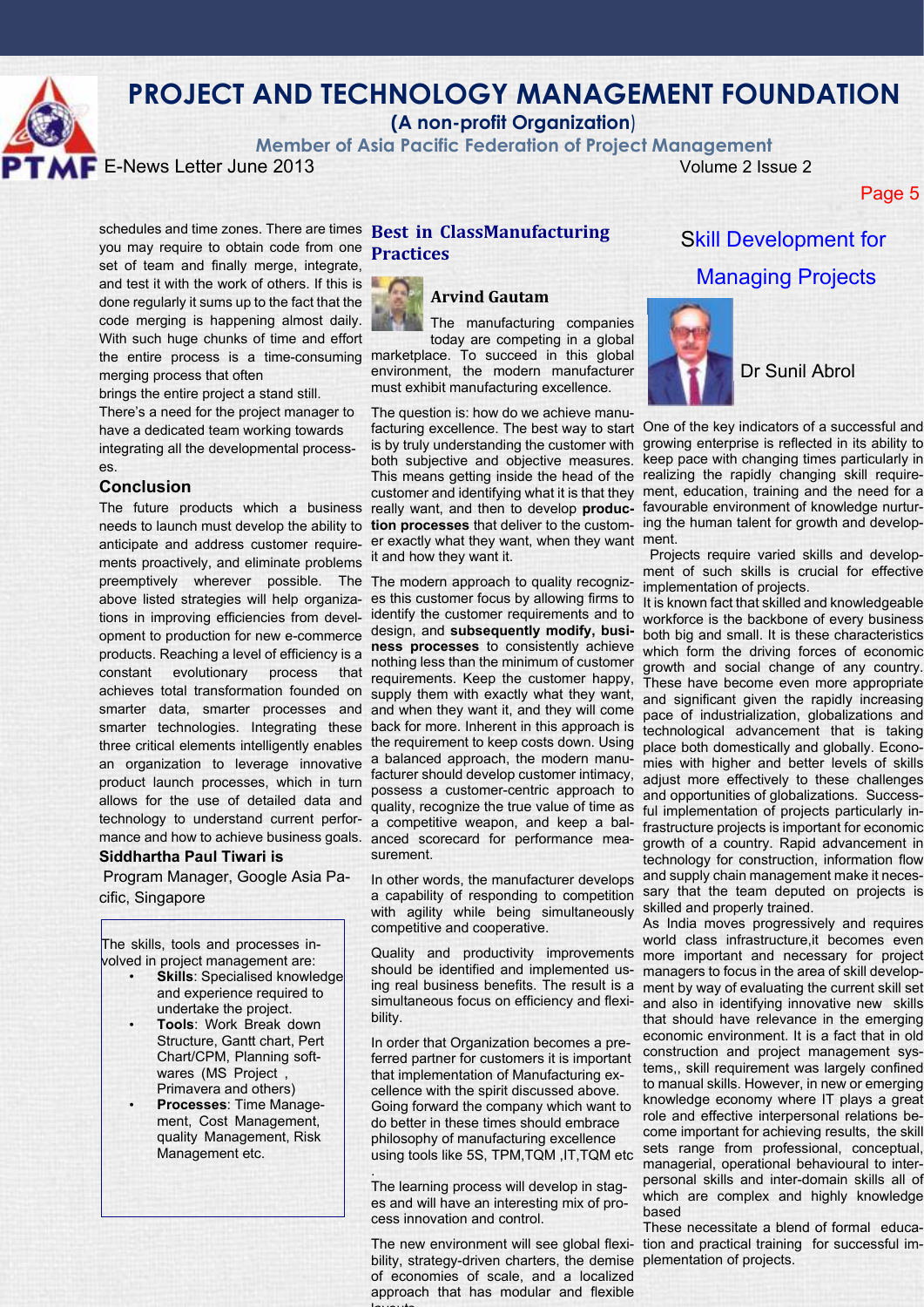schedules and time zones. There are times you may require to obtain code from one set of team and finally merge, integrate, and test it with the work of others. If this is done regularly it sums up to the fact that the code merging is happening almost daily. With such huge chunks of time and effort the entire process is a time-consuming merging process that often brings the entire project a stand still.

There's a need for the project manager to have a dedicated team working towards integrating all the developmental processes.

### Conclusion

The future products which a business needs to launch must develop the ability to anticipate and address customer requirements proactively, and eliminate problems preemptively wherever possible. The above listed strategies will help organizations in improving efficiencies from development to production for new e-commerce products. Reaching a level of efficiency is a constant evolutionary process that achieves total transformation founded on smarter data, smarter processes and smarter technologies. Integrating these three critical elements intelligently enables an organization to leverage innovative product launch processes, which in turn allows for the use of detailed data and technology to understand current performance and how to achieve business goals.

**Siddhartha Paul Tiwari is**

Program Manager, Google Asia Pacific, Singapore

The skills, tools and processes involved in project management are:

- **Skills**: Specialised knowledge and experience required to undertake the project.
- **Tools**: Work Break down Structure, Gantt chart, Pert Chart/CPM, Planning softwares (MS Project , Primavera and others)
- **Processes**: Time Management, Cost Management, quality Management, Risk Management etc.

## Best in ClassManufacturing Practices

### Arvind Gautam

The manufacturing companies today are competing in a global marketplace. To succeed in this global environment, the modern manufacturer must exhibit manufacturing excellence.

The question is: how do we achieve manufacturing excellence. The best way to start is by truly understanding the customer with both subjective and objective measures. This means getting inside the head of the customer and identifying what it is that they really want, and then to develop **production processes** that deliver to the customer exactly what they want, when they want it and how they want it.

The modern approach to quality recognizes this customer focus by allowing firms to identify the customer requirements and to design, and **subsequently modify, business processes** to consistently achieve nothing less than the minimum of customer requirements. Keep the customer happy, supply them with exactly what they want, and when they want it, and they will come back for more. Inherent in this approach is the requirement to keep costs down. Using a balanced approach, the modern manufacturer should develop customer intimacy, possess a customer-centric approach to quality, recognize the true value of time as a competitive weapon, and keep a balanced scorecard for performance measurement.

In other words, the manufacturer develops a capability of responding to competition with agility while being simultaneously competitive and cooperative.

Quality and productivity improvements should be identified and implemented using real business benefits. The result is a simultaneous focus on efficiency and flexibility.

In order that Organization becomes a preferred partner for customers it is important that implementation of Manufacturing excellence with the spirit discussed above. Going forward the company which want to do better in these times should embrace philosophy of manufacturing excellence using tools like 5S, TPM,TQM ,IT,TQM etc .

The learning process will develop in stages and will have an interesting mix of process innovation and control.

The new environment will see global flexibility, strategy-driven charters, the demise of economies of scale, and a localized approach that has modular and flexible layouts.

## Skill Development for Managing Projects

Dr Sunil Abrol

One of the key indicators of a successful and growing enterprise is reflected in its ability to keep pace with changing times particularly in realizing the rapidly changing skill requirement, education, training and the need for a favourable environment of knowledge nurturing the human talent for growth and development.

Projects require varied skills and development of such skills is crucial for effective implementation of projects.

It is known fact that skilled and knowledgeable workforce is the backbone of every business both big and small. It is these characteristics which form the driving forces of economic growth and social change of any country. These have become even more appropriate and significant given the rapidly increasing pace of industrialization, globalizations and technological advancement that is taking place both domestically and globally. Economies with higher and better levels of skills adjust more effectively to these challenges and opportunities of globalizations. Successful implementation of projects particularly infrastructure projects is important for economic growth of a country. Rapid advancement in technology for construction, information flow and supply chain management make it necessary that the team deputed on projects is skilled and properly trained.

As India moves progressively and requires world class infrastructure,it becomes even more important and necessary for project managers to focus in the area of skill development by way of evaluating the current skill set and also in identifying innovative new skills that should have relevance in the emerging economic environment. It is a fact that in old construction and project management systems,, skill requirement was largely confined to manual skills. However, in new or emerging knowledge economy where IT plays a great role and effective interpersonal relations become important for achieving results, the skill sets range from professional, conceptual, managerial, operational behavioural to interpersonal skills and inter-domain skills all of which are complex and highly knowledge based

These necessitate a blend of formal education and practical training for successful implementation of projects.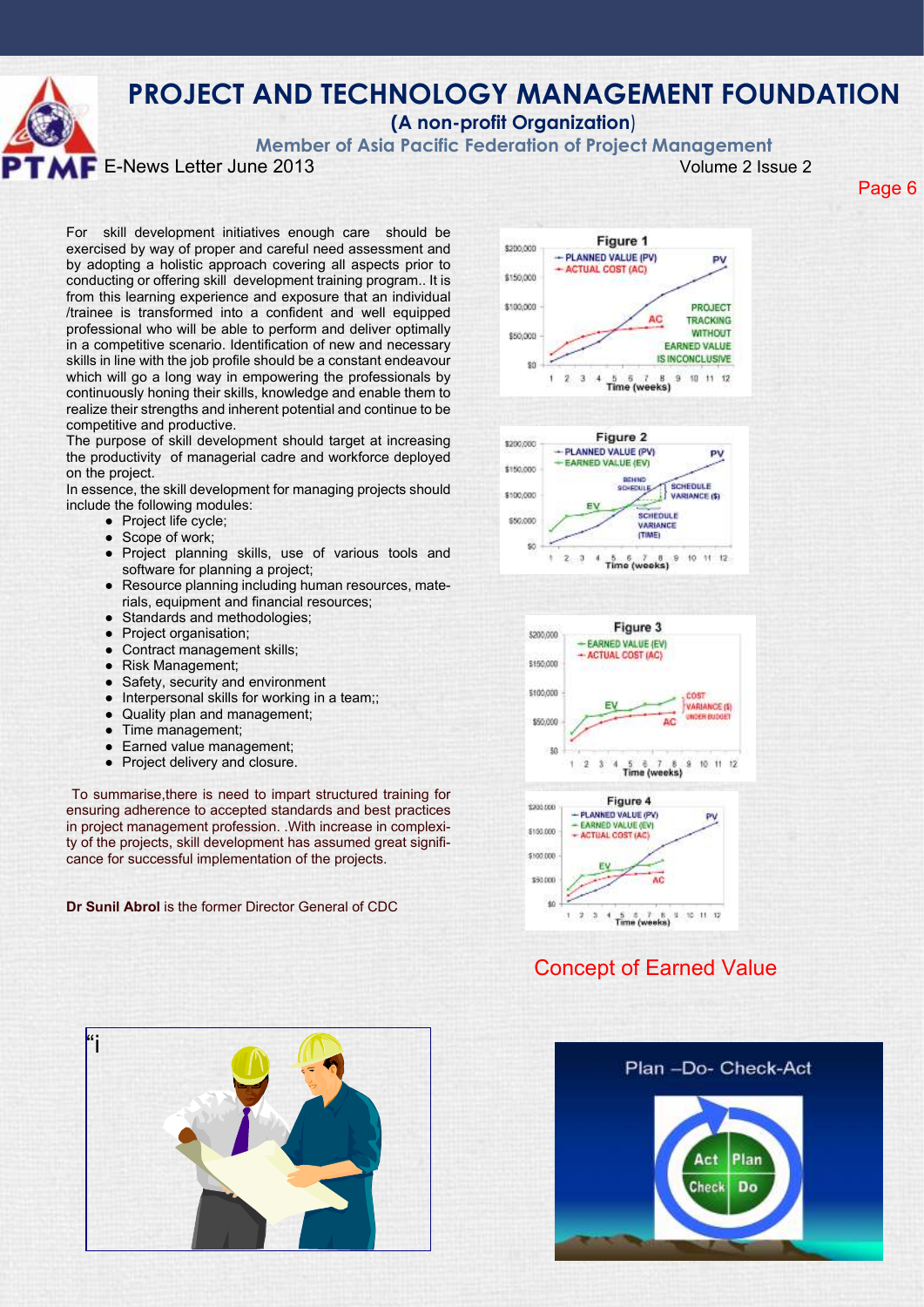For skill development initiatives enough care should be exercised by way of proper and careful need assessment and by adopting a holistic approach covering all aspects prior to conducting or offering skill development training program.. It is from this learning experience and exposure that an individual /trainee is transformed into a confident and well equipped professional who will be able to perform and deliver optimally in a competitive scenario. Identification of new and necessary skills in line with the job profile should be a constant endeavour which will go a long way in empowering the professionals by continuously honing their skills, knowledge and enable them to realize their strengths and inherent potential and continue to be competitive and productive.

The purpose of skill development should target at increasing the productivity of managerial cadre and workforce deployed on the project.

In essence, the skill development for managing projects should include the following modules:

- Project life cycle;
- Scope of work;
- Project planning skills, use of various tools and software for planning a project;
- Resource planning including human resources, materials, equipment and financial resources;
- Standards and methodologies;
- Project organisation;
- Contract management skills;
- Risk Management;
- Safety, security and environment
- Interpersonal skills for working in a team;;
- Quality plan and management;
- Time management;
- Earned value management;
- Project delivery and closure.

To summarise,there is need to impart structured training for ensuring adherence to accepted standards and best practices in project management profession. .With increase in complexity of the projects, skill development has assumed great significance for successful implementation of the projects.

**Dr Sunil Abrol** is the former Director General of CDC

Figure 1

PLANNED VALUE (PV)
ACTUAL COST (AC)
PV
AC
PROJECT TRACKING WITHOUT EARNED VALUE IS INCONCLUSIVE
$200,000
$150,000
$100,000
$50,000
$0
1 2 3 4 5 6 7 8 9 10 11 12
Time (weeks)

Figure 2

PLANNED VALUE (PV)
EARNED VALUE (EV)
PV
EV
BEHIND SCHEDULE
SCHEDULE VARIANCE ($)
SCHEDULE VARIANCE (TIME)
$200,000
$150,000
$100,000
$50,000
$0
1 2 3 4 5 6 7 8 9 10 11 12
Time (weeks)

Figure 3

EARNED VALUE (EV)
ACTUAL COST (AC)
EV
AC
COST VARIANCE ($) UNDER BUDGET
$200,000
$150,000
$100,000
$50,000
$0
1 2 3 4 5 6 7 8 9 10 11 12
Time (weeks)

Figure 4

PLANNED VALUE (PV)
EARNED VALUE (EV)
ACTUAL COST (AC)
PV
EV
AC
$200,000
$150,000
$100,000
$50,000
$0
1 2 3 4 5 6 7 8 9 10 11 12
Time (weeks)

## Concept of Earned Value

Plan –Do- Check-Act

Act Plan
Check Do